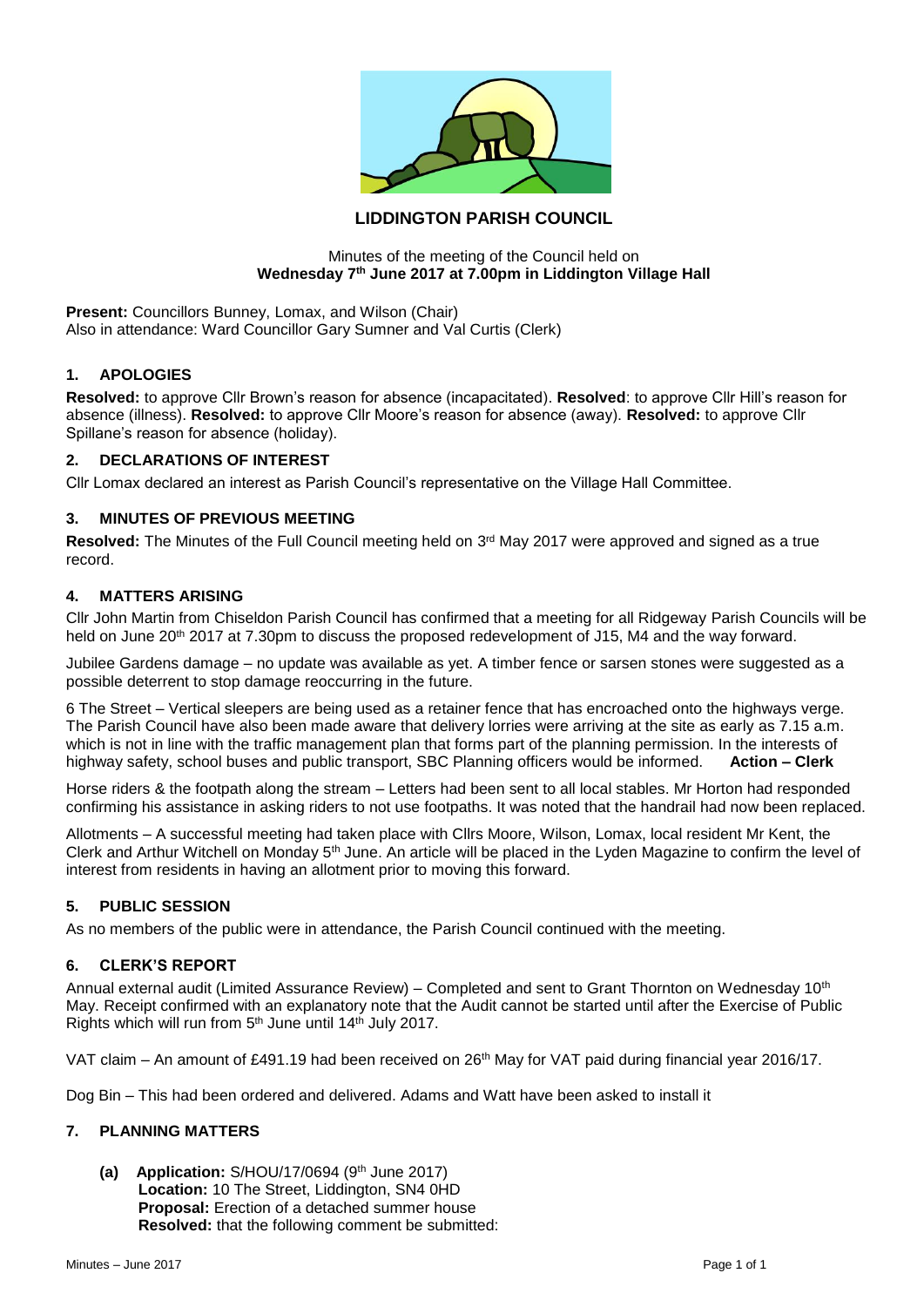# LIDDINGTON PARISH COUNCIL

Minutes of the meeting of the Council held on
**Wednesday 7th June 2017 at 7.00pm in Liddington Village Hall**

**Present:** Councillors Bunney, Lomax, and Wilson (Chair)
Also in attendance: Ward Councillor Gary Sumner and Val Curtis (Clerk)

## 1. APOLOGIES

**Resolved:** to approve Cllr Brown's reason for absence (incapacitated). **Resolved**: to approve Cllr Hill's reason for absence (illness). **Resolved:** to approve Cllr Moore's reason for absence (away). **Resolved:** to approve Cllr Spillane's reason for absence (holiday).

## 2. DECLARATIONS OF INTEREST

Cllr Lomax declared an interest as Parish Council's representative on the Village Hall Committee.

## 3. MINUTES OF PREVIOUS MEETING

**Resolved:** The Minutes of the Full Council meeting held on 3rd May 2017 were approved and signed as a true record.

## 4. MATTERS ARISING

Cllr John Martin from Chiseldon Parish Council has confirmed that a meeting for all Ridgeway Parish Councils will be held on June 20th 2017 at 7.30pm to discuss the proposed redevelopment of J15, M4 and the way forward.

Jubilee Gardens damage – no update was available as yet. A timber fence or sarsen stones were suggested as a possible deterrent to stop damage reoccurring in the future.

6 The Street – Vertical sleepers are being used as a retainer fence that has encroached onto the highways verge. The Parish Council have also been made aware that delivery lorries were arriving at the site as early as 7.15 a.m. which is not in line with the traffic management plan that forms part of the planning permission. In the interests of highway safety, school buses and public transport, SBC Planning officers would be informed. **Action – Clerk**

Horse riders & the footpath along the stream – Letters had been sent to all local stables. Mr Horton had responded confirming his assistance in asking riders to not use footpaths. It was noted that the handrail had now been replaced.

Allotments – A successful meeting had taken place with Cllrs Moore, Wilson, Lomax, local resident Mr Kent, the Clerk and Arthur Witchell on Monday 5th June. An article will be placed in the Lyden Magazine to confirm the level of interest from residents in having an allotment prior to moving this forward.

## 5. PUBLIC SESSION

As no members of the public were in attendance, the Parish Council continued with the meeting.

## 6. CLERK'S REPORT

Annual external audit (Limited Assurance Review) – Completed and sent to Grant Thornton on Wednesday 10th May. Receipt confirmed with an explanatory note that the Audit cannot be started until after the Exercise of Public Rights which will run from 5th June until 14th July 2017.

VAT claim – An amount of £491.19 had been received on 26th May for VAT paid during financial year 2016/17.

Dog Bin – This had been ordered and delivered. Adams and Watt have been asked to install it

## 7. PLANNING MATTERS

**(a) Application:** S/HOU/17/0694 (9th June 2017)
**Location:** 10 The Street, Liddington, SN4 0HD
**Proposal:** Erection of a detached summer house
**Resolved:** that the following comment be submitted: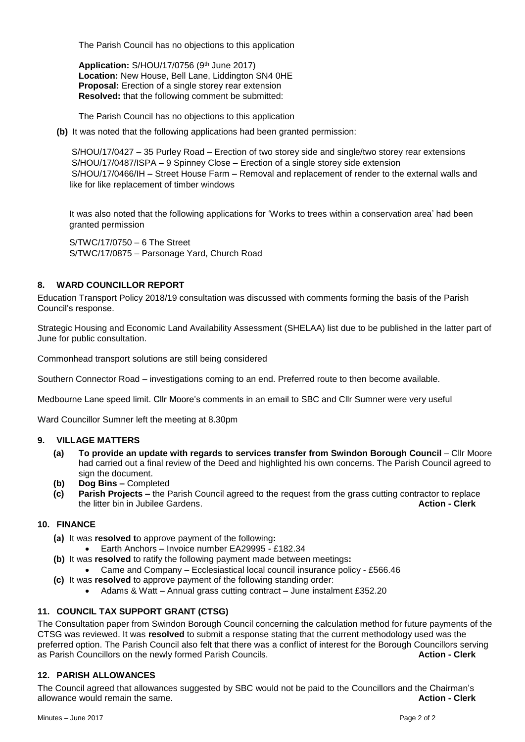The Parish Council has no objections to this application

**Application:** S/HOU/17/0756 (9th June 2017)
**Location:** New House, Bell Lane, Liddington SN4 0HE
**Proposal:** Erection of a single storey rear extension
**Resolved:** that the following comment be submitted:

The Parish Council has no objections to this application

**(b)** It was noted that the following applications had been granted permission:

S/HOU/17/0427 – 35 Purley Road – Erection of two storey side and single/two storey rear extensions
S/HOU/17/0487/ISPA – 9 Spinney Close – Erection of a single storey side extension
S/HOU/17/0466/IH – Street House Farm – Removal and replacement of render to the external walls and like for like replacement of timber windows

It was also noted that the following applications for 'Works to trees within a conservation area' had been granted permission

S/TWC/17/0750 – 6 The Street
S/TWC/17/0875 – Parsonage Yard, Church Road

## 8. WARD COUNCILLOR REPORT

Education Transport Policy 2018/19 consultation was discussed with comments forming the basis of the Parish Council's response.

Strategic Housing and Economic Land Availability Assessment (SHELAA) list due to be published in the latter part of June for public consultation.

Commonhead transport solutions are still being considered

Southern Connector Road – investigations coming to an end. Preferred route to then become available.

Medbourne Lane speed limit. Cllr Moore's comments in an email to SBC and Cllr Sumner were very useful

Ward Councillor Sumner left the meeting at 8.30pm

## 9. VILLAGE MATTERS

- **(a) To provide an update with regards to services transfer from Swindon Borough Council** – Cllr Moore had carried out a final review of the Deed and highlighted his own concerns. The Parish Council agreed to sign the document.
- **(b) Dog Bins –** Completed
- **(c) Parish Projects –** the Parish Council agreed to the request from the grass cutting contractor to replace the litter bin in Jubilee Gardens. **Action - Clerk**

## 10. FINANCE

**(a)** It was **resolved t**o approve payment of the following**:**
- Earth Anchors – Invoice number EA29995 - £182.34

**(b)** It was **resolved** to ratify the following payment made between meetings**:**
- Came and Company – Ecclesiastical local council insurance policy - £566.46

**(c)** It was **resolved** to approve payment of the following standing order:
- Adams & Watt – Annual grass cutting contract – June instalment £352.20

## 11. COUNCIL TAX SUPPORT GRANT (CTSG)

The Consultation paper from Swindon Borough Council concerning the calculation method for future payments of the CTSG was reviewed. It was **resolved** to submit a response stating that the current methodology used was the preferred option. The Parish Council also felt that there was a conflict of interest for the Borough Councillors serving as Parish Councillors on the newly formed Parish Councils. **Action - Clerk**

## 12. PARISH ALLOWANCES

The Council agreed that allowances suggested by SBC would not be paid to the Councillors and the Chairman's allowance would remain the same. **Action - Clerk**

Minutes – June 2017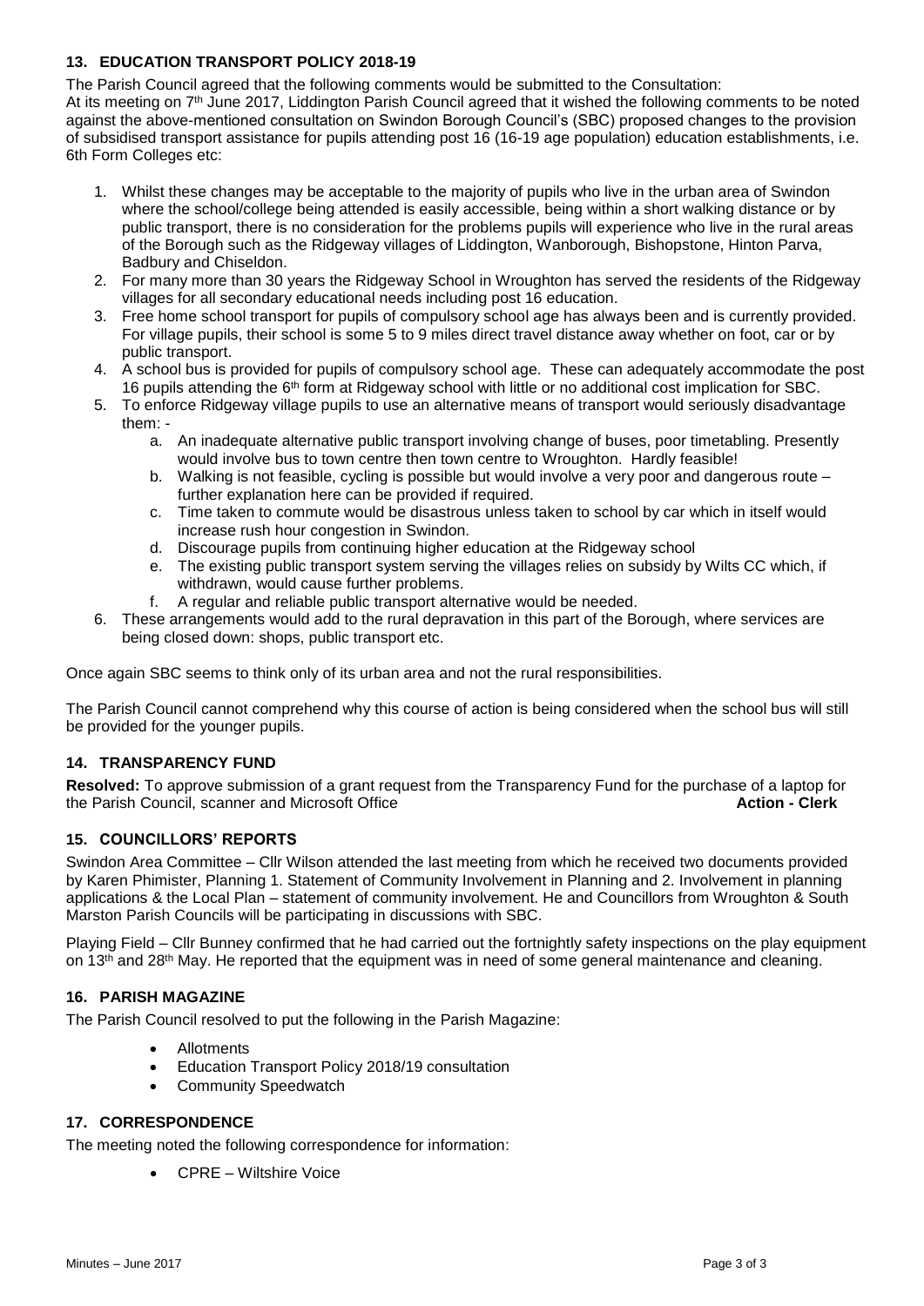### 13. EDUCATION TRANSPORT POLICY 2018-19

The Parish Council agreed that the following comments would be submitted to the Consultation:
At its meeting on 7th June 2017, Liddington Parish Council agreed that it wished the following comments to be noted against the above-mentioned consultation on Swindon Borough Council's (SBC) proposed changes to the provision of subsidised transport assistance for pupils attending post 16 (16-19 age population) education establishments, i.e. 6th Form Colleges etc:

1. Whilst these changes may be acceptable to the majority of pupils who live in the urban area of Swindon where the school/college being attended is easily accessible, being within a short walking distance or by public transport, there is no consideration for the problems pupils will experience who live in the rural areas of the Borough such as the Ridgeway villages of Liddington, Wanborough, Bishopstone, Hinton Parva, Badbury and Chiseldon.
2. For many more than 30 years the Ridgeway School in Wroughton has served the residents of the Ridgeway villages for all secondary educational needs including post 16 education.
3. Free home school transport for pupils of compulsory school age has always been and is currently provided. For village pupils, their school is some 5 to 9 miles direct travel distance away whether on foot, car or by public transport.
4. A school bus is provided for pupils of compulsory school age. These can adequately accommodate the post 16 pupils attending the 6th form at Ridgeway school with little or no additional cost implication for SBC.
5. To enforce Ridgeway village pupils to use an alternative means of transport would seriously disadvantage them: -
   a. An inadequate alternative public transport involving change of buses, poor timetabling. Presently would involve bus to town centre then town centre to Wroughton. Hardly feasible!
   b. Walking is not feasible, cycling is possible but would involve a very poor and dangerous route – further explanation here can be provided if required.
   c. Time taken to commute would be disastrous unless taken to school by car which in itself would increase rush hour congestion in Swindon.
   d. Discourage pupils from continuing higher education at the Ridgeway school
   e. The existing public transport system serving the villages relies on subsidy by Wilts CC which, if withdrawn, would cause further problems.
   f. A regular and reliable public transport alternative would be needed.
6. These arrangements would add to the rural depravation in this part of the Borough, where services are being closed down: shops, public transport etc.

Once again SBC seems to think only of its urban area and not the rural responsibilities.

The Parish Council cannot comprehend why this course of action is being considered when the school bus will still be provided for the younger pupils.

### 14. TRANSPARENCY FUND

**Resolved:** To approve submission of a grant request from the Transparency Fund for the purchase of a laptop for the Parish Council, scanner and Microsoft Office **Action - Clerk**

### 15. COUNCILLORS' REPORTS

Swindon Area Committee – Cllr Wilson attended the last meeting from which he received two documents provided by Karen Phimister, Planning 1. Statement of Community Involvement in Planning and 2. Involvement in planning applications & the Local Plan – statement of community involvement. He and Councillors from Wroughton & South Marston Parish Councils will be participating in discussions with SBC.

Playing Field – Cllr Bunney confirmed that he had carried out the fortnightly safety inspections on the play equipment on 13th and 28th May. He reported that the equipment was in need of some general maintenance and cleaning.

### 16. PARISH MAGAZINE

The Parish Council resolved to put the following in the Parish Magazine:

- Allotments
- Education Transport Policy 2018/19 consultation
- Community Speedwatch

### 17. CORRESPONDENCE

The meeting noted the following correspondence for information:

- CPRE – Wiltshire Voice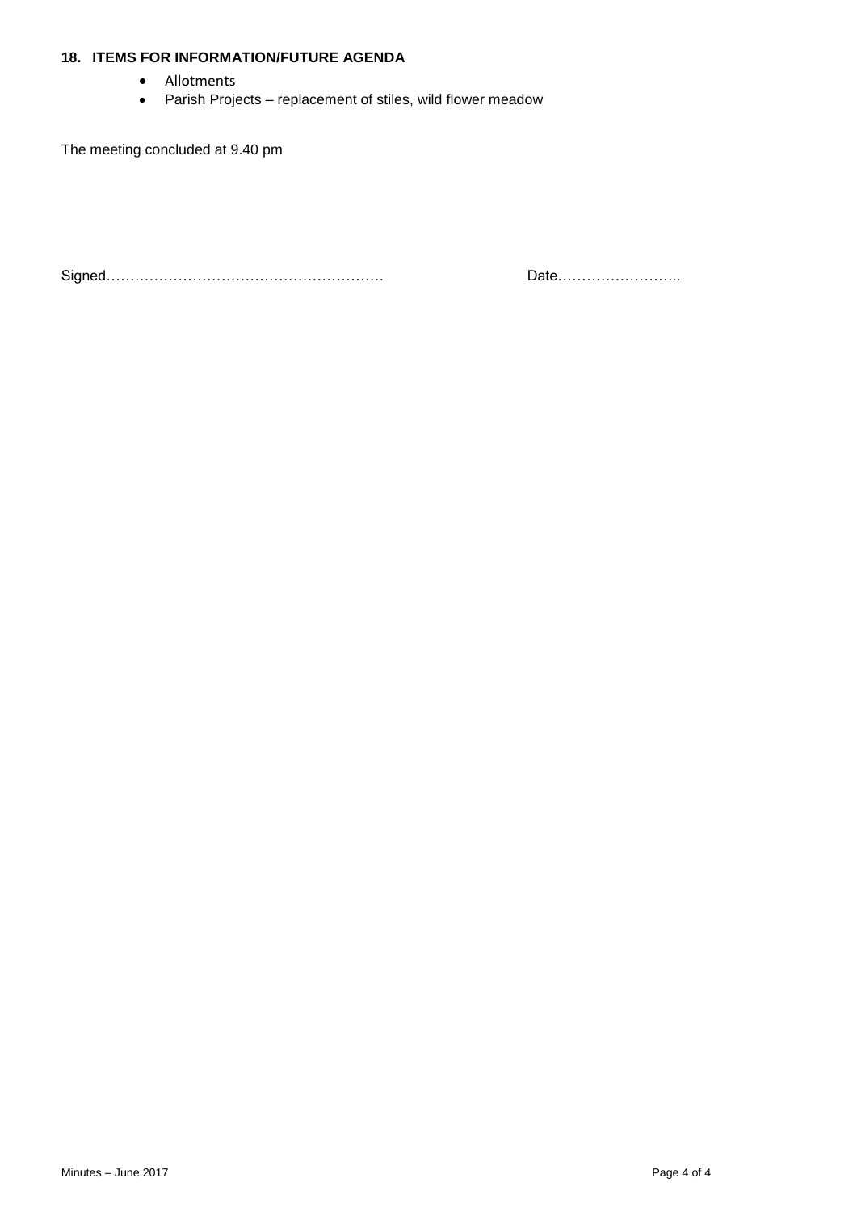## 18. ITEMS FOR INFORMATION/FUTURE AGENDA

- Allotments
- Parish Projects – replacement of stiles, wild flower meadow

The meeting concluded at 9.40 pm

Signed………………………………………………… Date……………………..